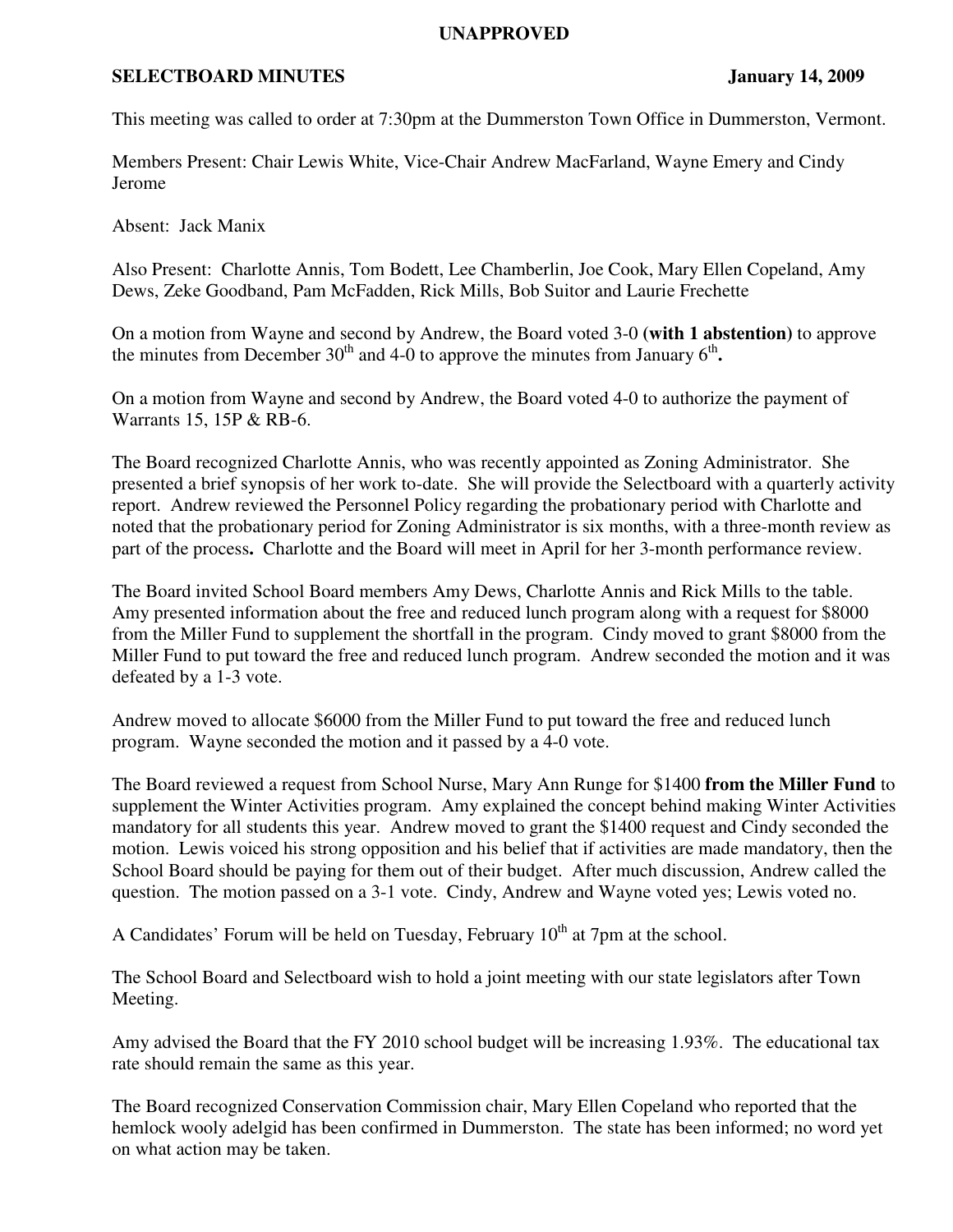**UNAPPROVED**

**SELECTBOARD MINUTES** **January 14, 2009**

This meeting was called to order at 7:30pm at the Dummerston Town Office in Dummerston, Vermont.

Members Present: Chair Lewis White, Vice-Chair Andrew MacFarland, Wayne Emery and Cindy Jerome

Absent: Jack Manix

Also Present: Charlotte Annis, Tom Bodett, Lee Chamberlin, Joe Cook, Mary Ellen Copeland, Amy Dews, Zeke Goodband, Pam McFadden, Rick Mills, Bob Suitor and Laurie Frechette

On a motion from Wayne and second by Andrew, the Board voted 3-0 **(with 1 abstention)** to approve the minutes from December 30th and 4-0 to approve the minutes from January 6th**.**

On a motion from Wayne and second by Andrew, the Board voted 4-0 to authorize the payment of Warrants 15, 15P & RB-6.

The Board recognized Charlotte Annis, who was recently appointed as Zoning Administrator. She presented a brief synopsis of her work to-date. She will provide the Selectboard with a quarterly activity report. Andrew reviewed the Personnel Policy regarding the probationary period with Charlotte and noted that the probationary period for Zoning Administrator is six months, with a three-month review as part of the process**.** Charlotte and the Board will meet in April for her 3-month performance review.

The Board invited School Board members Amy Dews, Charlotte Annis and Rick Mills to the table. Amy presented information about the free and reduced lunch program along with a request for $8000 from the Miller Fund to supplement the shortfall in the program. Cindy moved to grant $8000 from the Miller Fund to put toward the free and reduced lunch program. Andrew seconded the motion and it was defeated by a 1-3 vote.

Andrew moved to allocate $6000 from the Miller Fund to put toward the free and reduced lunch program. Wayne seconded the motion and it passed by a 4-0 vote.

The Board reviewed a request from School Nurse, Mary Ann Runge for $1400 **from the Miller Fund** to supplement the Winter Activities program. Amy explained the concept behind making Winter Activities mandatory for all students this year. Andrew moved to grant the $1400 request and Cindy seconded the motion. Lewis voiced his strong opposition and his belief that if activities are made mandatory, then the School Board should be paying for them out of their budget. After much discussion, Andrew called the question. The motion passed on a 3-1 vote. Cindy, Andrew and Wayne voted yes; Lewis voted no.

A Candidates' Forum will be held on Tuesday, February 10th at 7pm at the school.

The School Board and Selectboard wish to hold a joint meeting with our state legislators after Town Meeting.

Amy advised the Board that the FY 2010 school budget will be increasing 1.93%. The educational tax rate should remain the same as this year.

The Board recognized Conservation Commission chair, Mary Ellen Copeland who reported that the hemlock wooly adelgid has been confirmed in Dummerston. The state has been informed; no word yet on what action may be taken.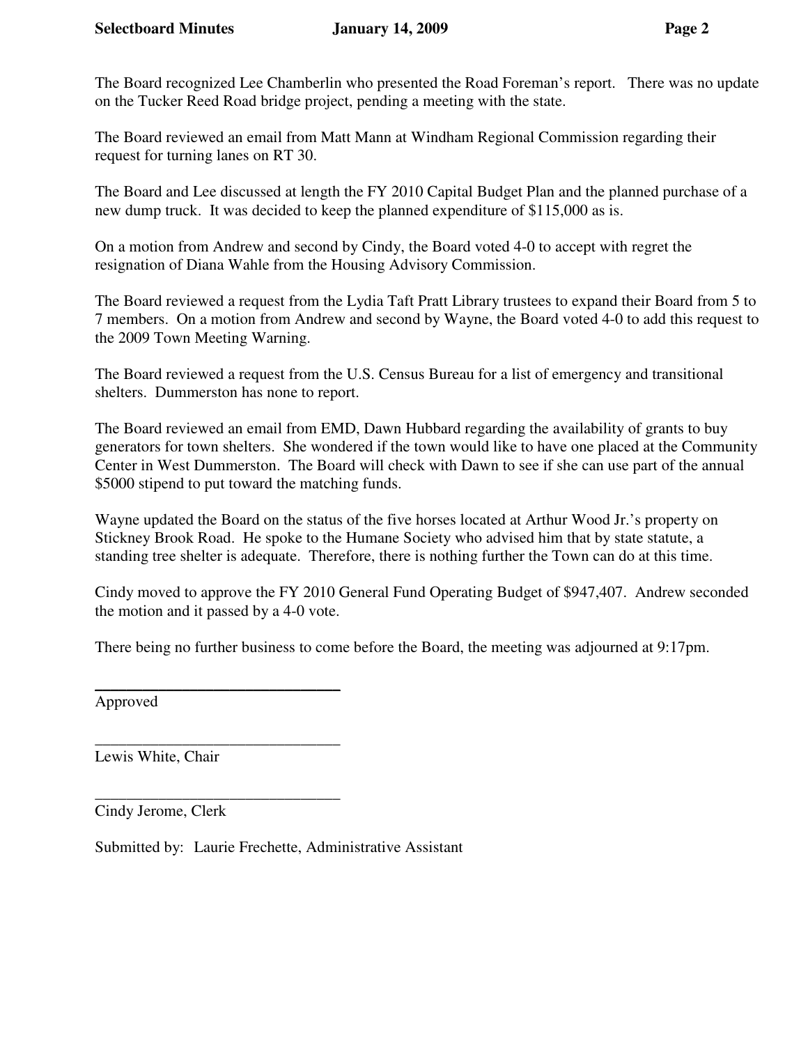The Board recognized Lee Chamberlin who presented the Road Foreman's report. There was no update on the Tucker Reed Road bridge project, pending a meeting with the state.

The Board reviewed an email from Matt Mann at Windham Regional Commission regarding their request for turning lanes on RT 30.

The Board and Lee discussed at length the FY 2010 Capital Budget Plan and the planned purchase of a new dump truck. It was decided to keep the planned expenditure of $115,000 as is.

On a motion from Andrew and second by Cindy, the Board voted 4-0 to accept with regret the resignation of Diana Wahle from the Housing Advisory Commission.

The Board reviewed a request from the Lydia Taft Pratt Library trustees to expand their Board from 5 to 7 members. On a motion from Andrew and second by Wayne, the Board voted 4-0 to add this request to the 2009 Town Meeting Warning.

The Board reviewed a request from the U.S. Census Bureau for a list of emergency and transitional shelters. Dummerston has none to report.

The Board reviewed an email from EMD, Dawn Hubbard regarding the availability of grants to buy generators for town shelters. She wondered if the town would like to have one placed at the Community Center in West Dummerston. The Board will check with Dawn to see if she can use part of the annual $5000 stipend to put toward the matching funds.

Wayne updated the Board on the status of the five horses located at Arthur Wood Jr.'s property on Stickney Brook Road. He spoke to the Humane Society who advised him that by state statute, a standing tree shelter is adequate. Therefore, there is nothing further the Town can do at this time.

Cindy moved to approve the FY 2010 General Fund Operating Budget of $947,407. Andrew seconded the motion and it passed by a 4-0 vote.

There being no further business to come before the Board, the meeting was adjourned at 9:17pm.

_______________________________
Approved

_______________________________
Lewis White, Chair

_______________________________
Cindy Jerome, Clerk

Submitted by: Laurie Frechette, Administrative Assistant